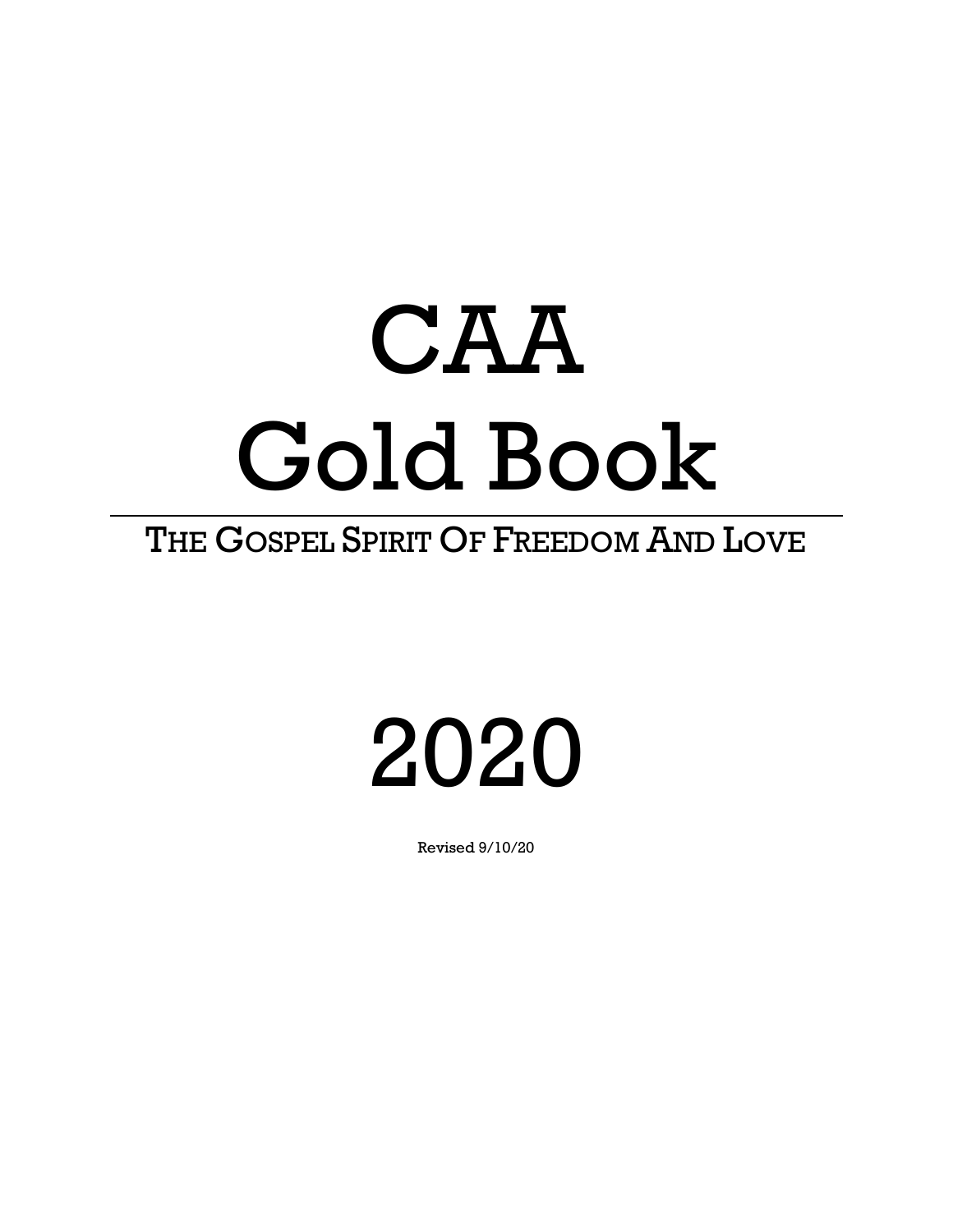# CAA Gold Book

THE GOSPEL SPIRIT OF FREEDOM AND LOVE

# 2020

Revised 9/10/20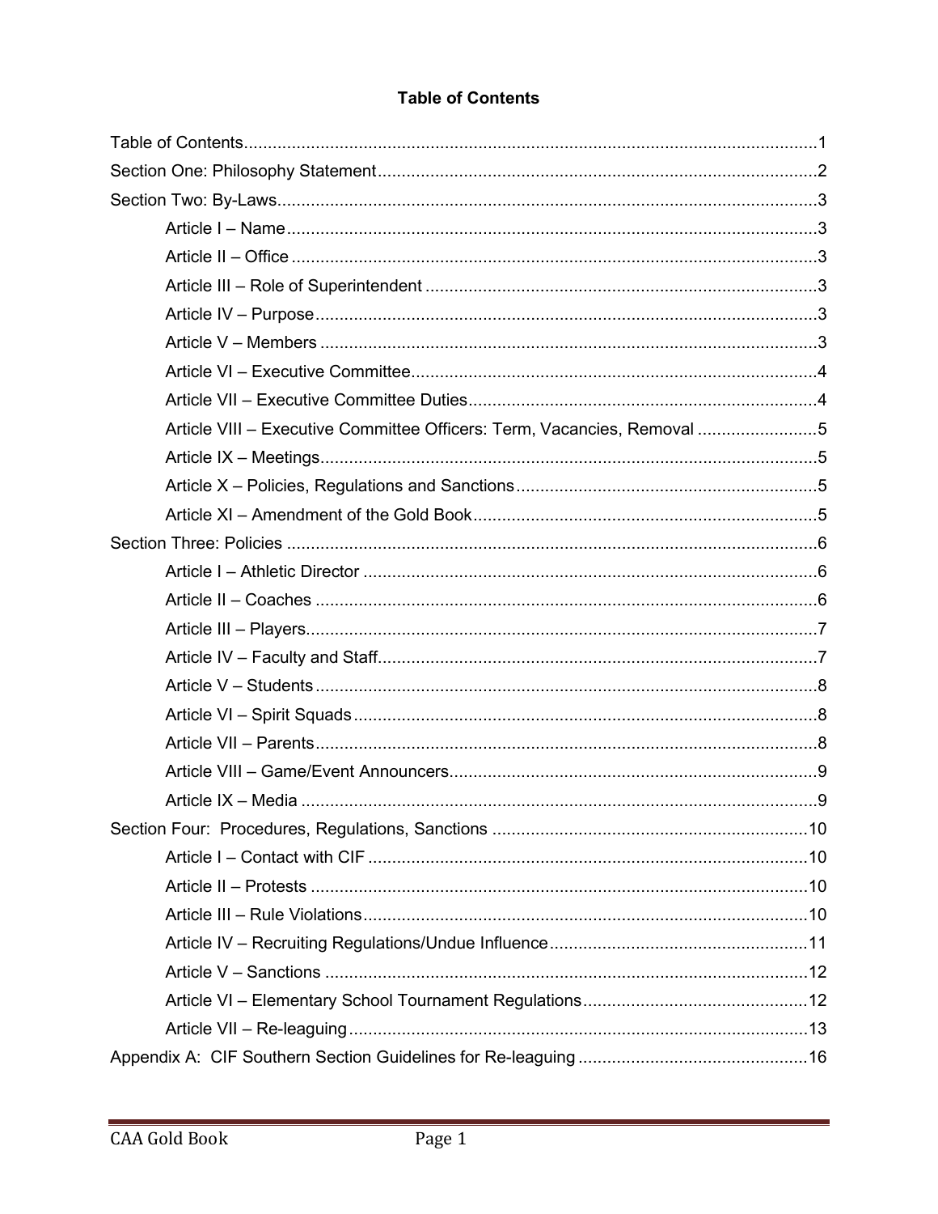# Table of Contents

Table of Contents........................................................................................................................1

Section One: Philosophy Statement...........................................................................................2

Section Two: By-Laws.................................................................................................................3

- Article I – Name...............................................................................................................3
- Article II – Office..............................................................................................................3
- Article III – Role of Superintendent..................................................................................3
- Article IV – Purpose.........................................................................................................3
- Article V – Members........................................................................................................3
- Article VI – Executive Committee....................................................................................4
- Article VII – Executive Committee Duties........................................................................4
- Article VIII – Executive Committee Officers: Term, Vacancies, Removal.........................5
- Article IX – Meetings........................................................................................................5
- Article X – Policies, Regulations and Sanctions...............................................................5
- Article XI – Amendment of the Gold Book........................................................................5

Section Three: Policies...............................................................................................................6

- Article I – Athletic Director...............................................................................................6
- Article II – Coaches.........................................................................................................6
- Article III – Players..........................................................................................................7
- Article IV – Faculty and Staff...........................................................................................7
- Article V – Students.........................................................................................................8
- Article VI – Spirit Squads.................................................................................................8
- Article VII – Parents.........................................................................................................8
- Article VIII – Game/Event Announcers.............................................................................9
- Article IX – Media............................................................................................................9

Section Four: Procedures, Regulations, Sanctions..................................................................10

- Article I – Contact with CIF............................................................................................10
- Article II – Protests........................................................................................................10
- Article III – Rule Violations.............................................................................................10
- Article IV – Recruiting Regulations/Undue Influence......................................................11
- Article V – Sanctions.....................................................................................................12
- Article VI – Elementary School Tournament Regulations...............................................12
- Article VII – Re-leaguing................................................................................................13

Appendix A: CIF Southern Section Guidelines for Re-leaguing................................................16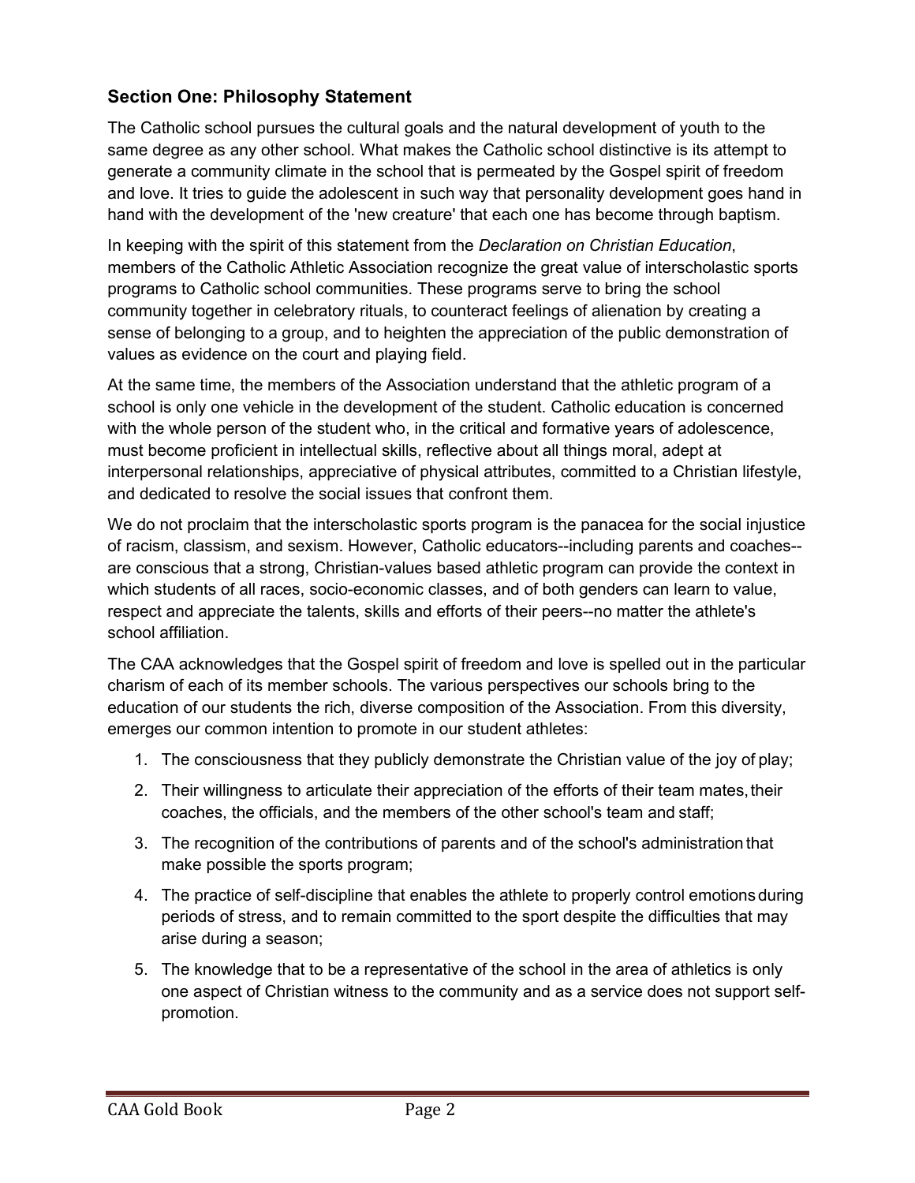## Section One: Philosophy Statement

The Catholic school pursues the cultural goals and the natural development of youth to the same degree as any other school. What makes the Catholic school distinctive is its attempt to generate a community climate in the school that is permeated by the Gospel spirit of freedom and love. It tries to guide the adolescent in such way that personality development goes hand in hand with the development of the 'new creature' that each one has become through baptism.

In keeping with the spirit of this statement from the *Declaration on Christian Education*, members of the Catholic Athletic Association recognize the great value of interscholastic sports programs to Catholic school communities. These programs serve to bring the school community together in celebratory rituals, to counteract feelings of alienation by creating a sense of belonging to a group, and to heighten the appreciation of the public demonstration of values as evidence on the court and playing field.

At the same time, the members of the Association understand that the athletic program of a school is only one vehicle in the development of the student. Catholic education is concerned with the whole person of the student who, in the critical and formative years of adolescence, must become proficient in intellectual skills, reflective about all things moral, adept at interpersonal relationships, appreciative of physical attributes, committed to a Christian lifestyle, and dedicated to resolve the social issues that confront them.

We do not proclaim that the interscholastic sports program is the panacea for the social injustice of racism, classism, and sexism. However, Catholic educators--including parents and coaches--are conscious that a strong, Christian-values based athletic program can provide the context in which students of all races, socio-economic classes, and of both genders can learn to value, respect and appreciate the talents, skills and efforts of their peers--no matter the athlete's school affiliation.

The CAA acknowledges that the Gospel spirit of freedom and love is spelled out in the particular charism of each of its member schools. The various perspectives our schools bring to the education of our students the rich, diverse composition of the Association. From this diversity, emerges our common intention to promote in our student athletes:

1. The consciousness that they publicly demonstrate the Christian value of the joy of play;
2. Their willingness to articulate their appreciation of the efforts of their team mates, their coaches, the officials, and the members of the other school's team and staff;
3. The recognition of the contributions of parents and of the school's administration that make possible the sports program;
4. The practice of self-discipline that enables the athlete to properly control emotions during periods of stress, and to remain committed to the sport despite the difficulties that may arise during a season;
5. The knowledge that to be a representative of the school in the area of athletics is only one aspect of Christian witness to the community and as a service does not support self-promotion.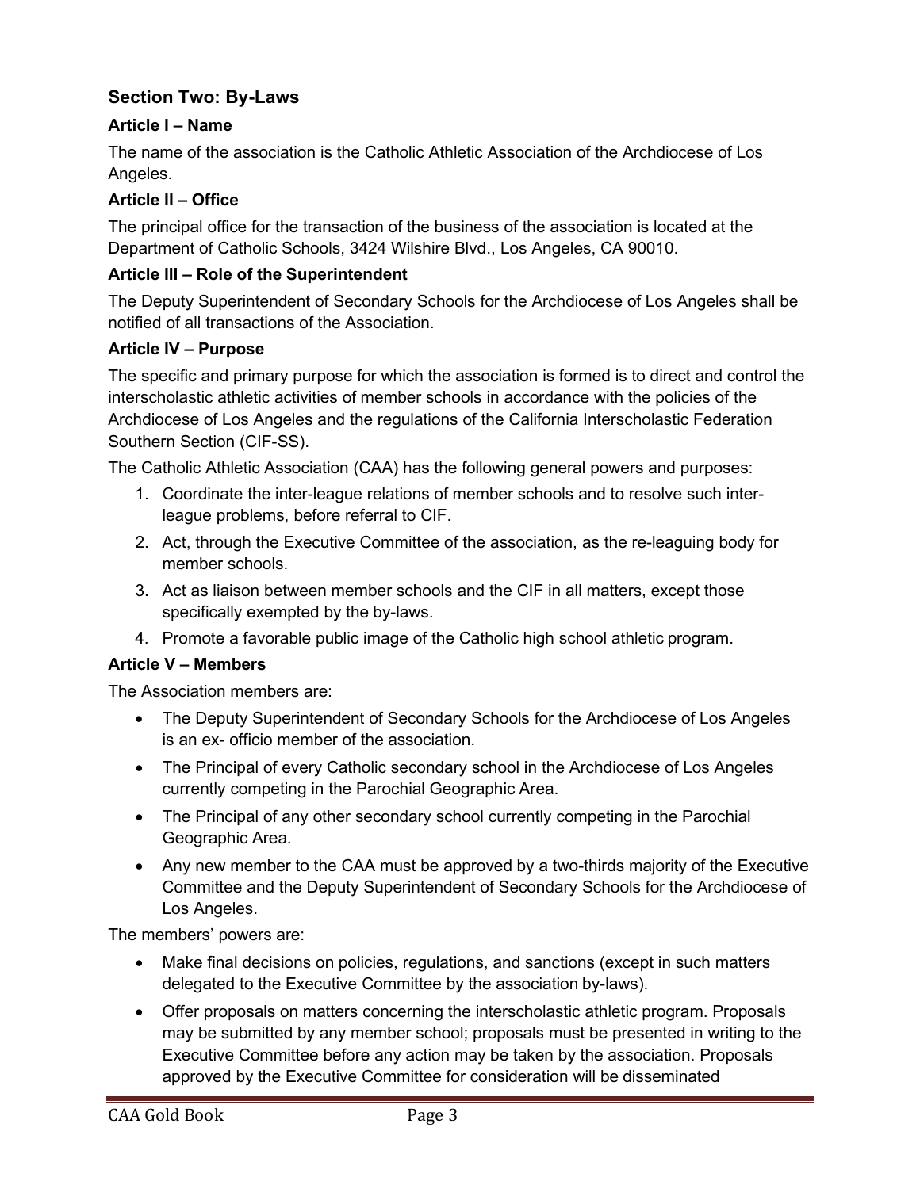## Section Two: By-Laws

### Article I – Name

The name of the association is the Catholic Athletic Association of the Archdiocese of Los Angeles.

### Article II – Office

The principal office for the transaction of the business of the association is located at the Department of Catholic Schools, 3424 Wilshire Blvd., Los Angeles, CA 90010.

### Article III – Role of the Superintendent

The Deputy Superintendent of Secondary Schools for the Archdiocese of Los Angeles shall be notified of all transactions of the Association.

### Article IV – Purpose

The specific and primary purpose for which the association is formed is to direct and control the interscholastic athletic activities of member schools in accordance with the policies of the Archdiocese of Los Angeles and the regulations of the California Interscholastic Federation Southern Section (CIF-SS).

The Catholic Athletic Association (CAA) has the following general powers and purposes:

1. Coordinate the inter-league relations of member schools and to resolve such inter-league problems, before referral to CIF.
2. Act, through the Executive Committee of the association, as the re-leaguing body for member schools.
3. Act as liaison between member schools and the CIF in all matters, except those specifically exempted by the by-laws.
4. Promote a favorable public image of the Catholic high school athletic program.

### Article V – Members

The Association members are:

- The Deputy Superintendent of Secondary Schools for the Archdiocese of Los Angeles is an ex- officio member of the association.
- The Principal of every Catholic secondary school in the Archdiocese of Los Angeles currently competing in the Parochial Geographic Area.
- The Principal of any other secondary school currently competing in the Parochial Geographic Area.
- Any new member to the CAA must be approved by a two-thirds majority of the Executive Committee and the Deputy Superintendent of Secondary Schools for the Archdiocese of Los Angeles.

The members' powers are:

- Make final decisions on policies, regulations, and sanctions (except in such matters delegated to the Executive Committee by the association by-laws).
- Offer proposals on matters concerning the interscholastic athletic program. Proposals may be submitted by any member school; proposals must be presented in writing to the Executive Committee before any action may be taken by the association. Proposals approved by the Executive Committee for consideration will be disseminated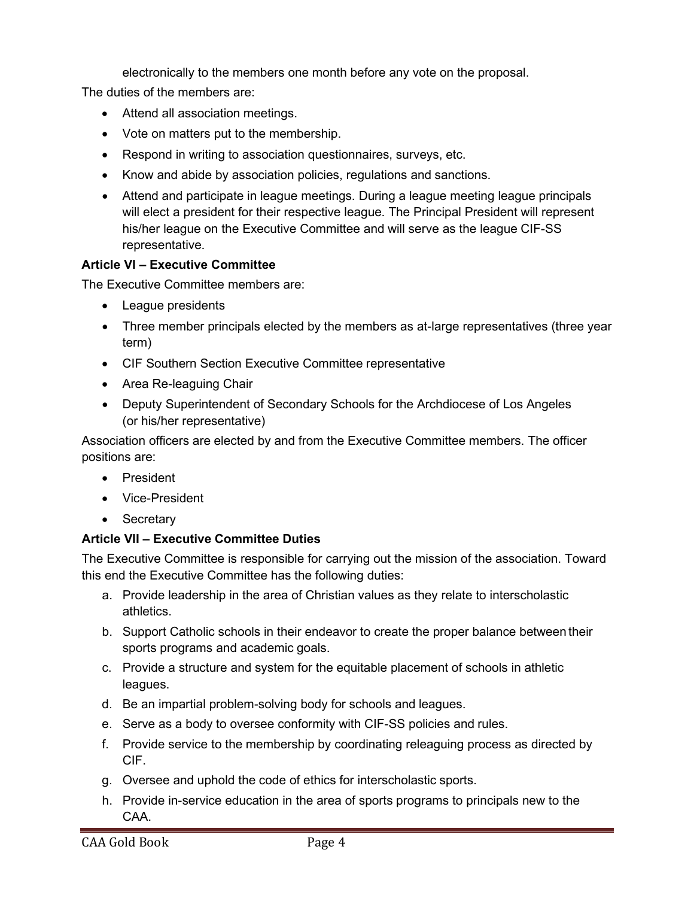electronically to the members one month before any vote on the proposal.

The duties of the members are:

- Attend all association meetings.
- Vote on matters put to the membership.
- Respond in writing to association questionnaires, surveys, etc.
- Know and abide by association policies, regulations and sanctions.
- Attend and participate in league meetings. During a league meeting league principals will elect a president for their respective league. The Principal President will represent his/her league on the Executive Committee and will serve as the league CIF-SS representative.

**Article VI – Executive Committee**

The Executive Committee members are:

- League presidents
- Three member principals elected by the members as at-large representatives (three year term)
- CIF Southern Section Executive Committee representative
- Area Re-leaguing Chair
- Deputy Superintendent of Secondary Schools for the Archdiocese of Los Angeles (or his/her representative)

Association officers are elected by and from the Executive Committee members. The officer positions are:

- President
- Vice-President
- Secretary

**Article VII – Executive Committee Duties**

The Executive Committee is responsible for carrying out the mission of the association. Toward this end the Executive Committee has the following duties:

a. Provide leadership in the area of Christian values as they relate to interscholastic athletics.
b. Support Catholic schools in their endeavor to create the proper balance between their sports programs and academic goals.
c. Provide a structure and system for the equitable placement of schools in athletic leagues.
d. Be an impartial problem-solving body for schools and leagues.
e. Serve as a body to oversee conformity with CIF-SS policies and rules.
f. Provide service to the membership by coordinating releaguing process as directed by CIF.
g. Oversee and uphold the code of ethics for interscholastic sports.
h. Provide in-service education in the area of sports programs to principals new to the CAA.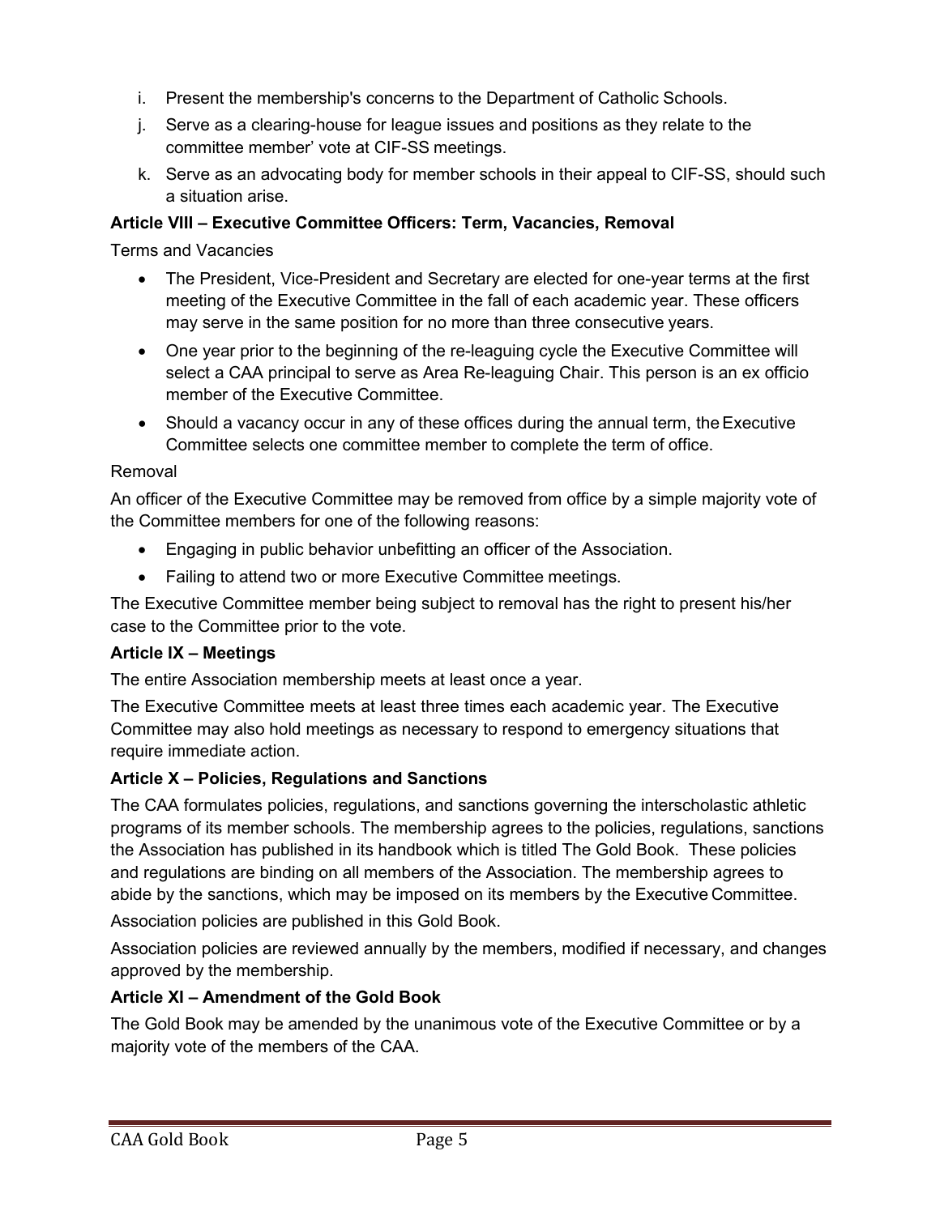i. Present the membership's concerns to the Department of Catholic Schools.

j. Serve as a clearing-house for league issues and positions as they relate to the committee member' vote at CIF-SS meetings.

k. Serve as an advocating body for member schools in their appeal to CIF-SS, should such a situation arise.

**Article VIII – Executive Committee Officers: Term, Vacancies, Removal**

Terms and Vacancies

- The President, Vice-President and Secretary are elected for one-year terms at the first meeting of the Executive Committee in the fall of each academic year. These officers may serve in the same position for no more than three consecutive years.
- One year prior to the beginning of the re-leaguing cycle the Executive Committee will select a CAA principal to serve as Area Re-leaguing Chair. This person is an ex officio member of the Executive Committee.
- Should a vacancy occur in any of these offices during the annual term, the Executive Committee selects one committee member to complete the term of office.

Removal

An officer of the Executive Committee may be removed from office by a simple majority vote of the Committee members for one of the following reasons:

- Engaging in public behavior unbefitting an officer of the Association.
- Failing to attend two or more Executive Committee meetings.

The Executive Committee member being subject to removal has the right to present his/her case to the Committee prior to the vote.

**Article IX – Meetings**

The entire Association membership meets at least once a year.

The Executive Committee meets at least three times each academic year. The Executive Committee may also hold meetings as necessary to respond to emergency situations that require immediate action.

**Article X – Policies, Regulations and Sanctions**

The CAA formulates policies, regulations, and sanctions governing the interscholastic athletic programs of its member schools. The membership agrees to the policies, regulations, sanctions the Association has published in its handbook which is titled The Gold Book. These policies and regulations are binding on all members of the Association. The membership agrees to abide by the sanctions, which may be imposed on its members by the Executive Committee.

Association policies are published in this Gold Book.

Association policies are reviewed annually by the members, modified if necessary, and changes approved by the membership.

**Article XI – Amendment of the Gold Book**

The Gold Book may be amended by the unanimous vote of the Executive Committee or by a majority vote of the members of the CAA.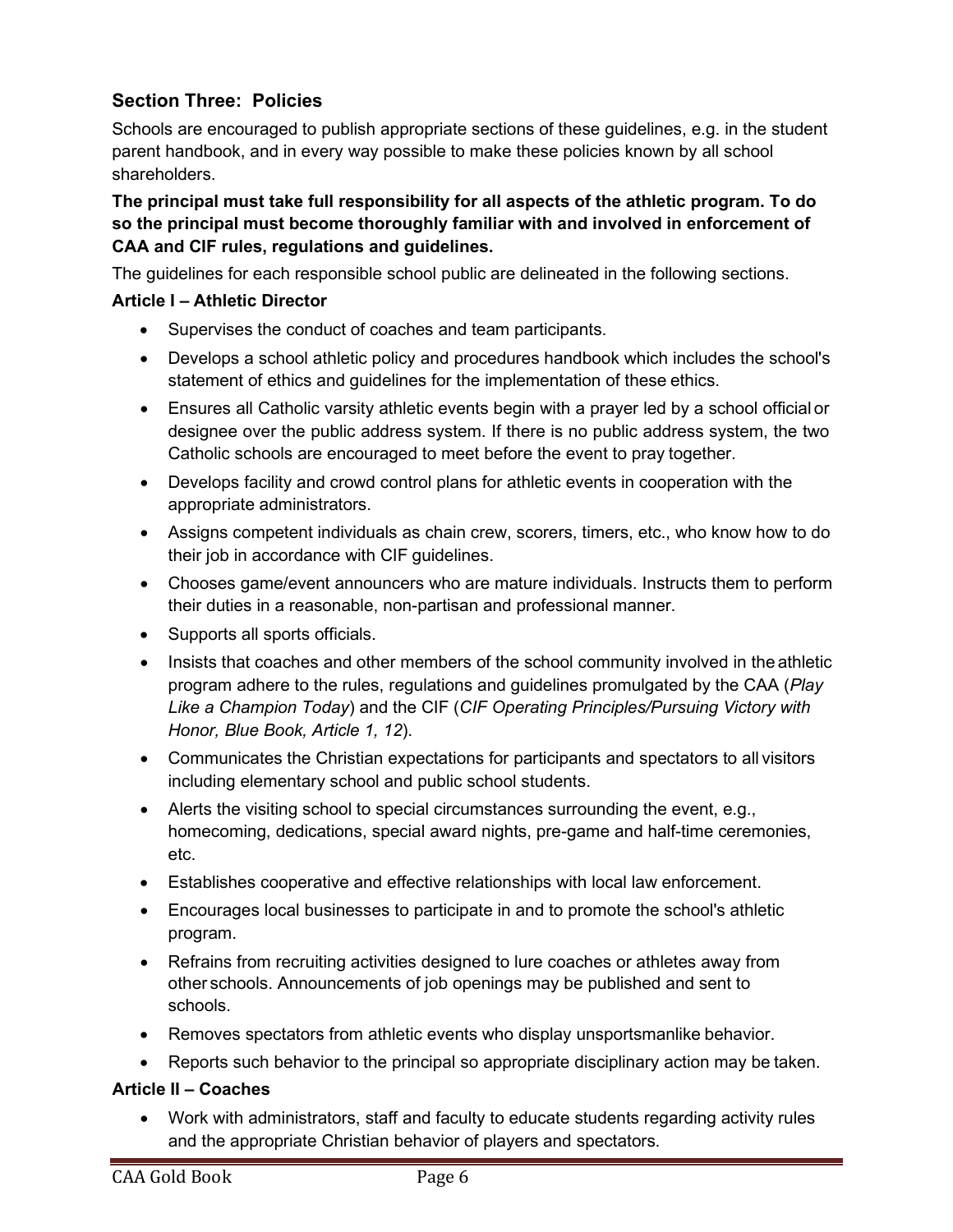## Section Three: Policies

Schools are encouraged to publish appropriate sections of these guidelines, e.g. in the student parent handbook, and in every way possible to make these policies known by all school shareholders.

**The principal must take full responsibility for all aspects of the athletic program. To do so the principal must become thoroughly familiar with and involved in enforcement of CAA and CIF rules, regulations and guidelines.**

The guidelines for each responsible school public are delineated in the following sections.

### Article I – Athletic Director

- Supervises the conduct of coaches and team participants.
- Develops a school athletic policy and procedures handbook which includes the school's statement of ethics and guidelines for the implementation of these ethics.
- Ensures all Catholic varsity athletic events begin with a prayer led by a school official or designee over the public address system. If there is no public address system, the two Catholic schools are encouraged to meet before the event to pray together.
- Develops facility and crowd control plans for athletic events in cooperation with the appropriate administrators.
- Assigns competent individuals as chain crew, scorers, timers, etc., who know how to do their job in accordance with CIF guidelines.
- Chooses game/event announcers who are mature individuals. Instructs them to perform their duties in a reasonable, non-partisan and professional manner.
- Supports all sports officials.
- Insists that coaches and other members of the school community involved in the athletic program adhere to the rules, regulations and guidelines promulgated by the CAA (*Play Like a Champion Today*) and the CIF (*CIF Operating Principles/Pursuing Victory with Honor, Blue Book, Article 1, 12*).
- Communicates the Christian expectations for participants and spectators to all visitors including elementary school and public school students.
- Alerts the visiting school to special circumstances surrounding the event, e.g., homecoming, dedications, special award nights, pre-game and half-time ceremonies, etc.
- Establishes cooperative and effective relationships with local law enforcement.
- Encourages local businesses to participate in and to promote the school's athletic program.
- Refrains from recruiting activities designed to lure coaches or athletes away from other schools. Announcements of job openings may be published and sent to schools.
- Removes spectators from athletic events who display unsportsmanlike behavior.
- Reports such behavior to the principal so appropriate disciplinary action may be taken.

### Article II – Coaches

- Work with administrators, staff and faculty to educate students regarding activity rules and the appropriate Christian behavior of players and spectators.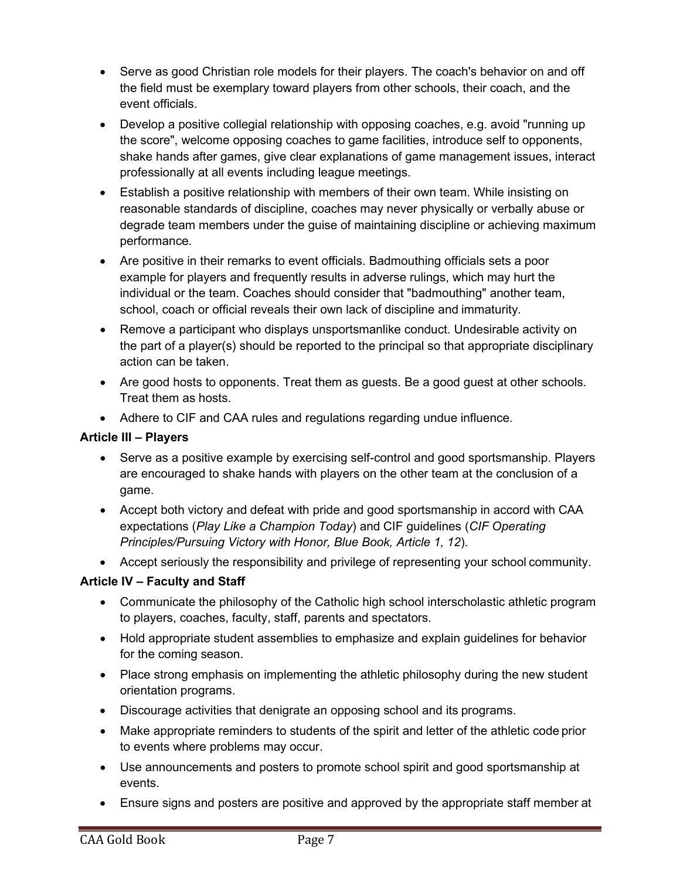- Serve as good Christian role models for their players. The coach's behavior on and off the field must be exemplary toward players from other schools, their coach, and the event officials.
- Develop a positive collegial relationship with opposing coaches, e.g. avoid "running up the score", welcome opposing coaches to game facilities, introduce self to opponents, shake hands after games, give clear explanations of game management issues, interact professionally at all events including league meetings.
- Establish a positive relationship with members of their own team. While insisting on reasonable standards of discipline, coaches may never physically or verbally abuse or degrade team members under the guise of maintaining discipline or achieving maximum performance.
- Are positive in their remarks to event officials. Badmouthing officials sets a poor example for players and frequently results in adverse rulings, which may hurt the individual or the team. Coaches should consider that "badmouthing" another team, school, coach or official reveals their own lack of discipline and immaturity.
- Remove a participant who displays unsportsmanlike conduct. Undesirable activity on the part of a player(s) should be reported to the principal so that appropriate disciplinary action can be taken.
- Are good hosts to opponents. Treat them as guests. Be a good guest at other schools. Treat them as hosts.
- Adhere to CIF and CAA rules and regulations regarding undue influence.

**Article III – Players**

- Serve as a positive example by exercising self-control and good sportsmanship. Players are encouraged to shake hands with players on the other team at the conclusion of a game.
- Accept both victory and defeat with pride and good sportsmanship in accord with CAA expectations (*Play Like a Champion Today*) and CIF guidelines (*CIF Operating Principles/Pursuing Victory with Honor, Blue Book, Article 1, 12*).
- Accept seriously the responsibility and privilege of representing your school community.

**Article IV – Faculty and Staff**

- Communicate the philosophy of the Catholic high school interscholastic athletic program to players, coaches, faculty, staff, parents and spectators.
- Hold appropriate student assemblies to emphasize and explain guidelines for behavior for the coming season.
- Place strong emphasis on implementing the athletic philosophy during the new student orientation programs.
- Discourage activities that denigrate an opposing school and its programs.
- Make appropriate reminders to students of the spirit and letter of the athletic code prior to events where problems may occur.
- Use announcements and posters to promote school spirit and good sportsmanship at events.
- Ensure signs and posters are positive and approved by the appropriate staff member at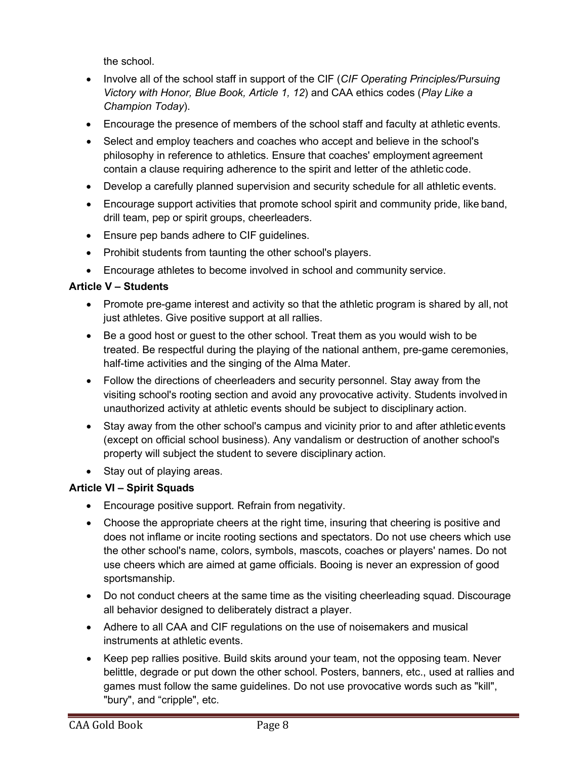the school.

- Involve all of the school staff in support of the CIF (*CIF Operating Principles/Pursuing Victory with Honor, Blue Book, Article 1, 12*) and CAA ethics codes (*Play Like a Champion Today*).
- Encourage the presence of members of the school staff and faculty at athletic events.
- Select and employ teachers and coaches who accept and believe in the school's philosophy in reference to athletics. Ensure that coaches' employment agreement contain a clause requiring adherence to the spirit and letter of the athletic code.
- Develop a carefully planned supervision and security schedule for all athletic events.
- Encourage support activities that promote school spirit and community pride, like band, drill team, pep or spirit groups, cheerleaders.
- Ensure pep bands adhere to CIF guidelines.
- Prohibit students from taunting the other school's players.
- Encourage athletes to become involved in school and community service.

**Article V – Students**

- Promote pre-game interest and activity so that the athletic program is shared by all, not just athletes. Give positive support at all rallies.
- Be a good host or guest to the other school. Treat them as you would wish to be treated. Be respectful during the playing of the national anthem, pre-game ceremonies, half-time activities and the singing of the Alma Mater.
- Follow the directions of cheerleaders and security personnel. Stay away from the visiting school's rooting section and avoid any provocative activity. Students involved in unauthorized activity at athletic events should be subject to disciplinary action.
- Stay away from the other school's campus and vicinity prior to and after athletic events (except on official school business). Any vandalism or destruction of another school's property will subject the student to severe disciplinary action.
- Stay out of playing areas.

**Article VI – Spirit Squads**

- Encourage positive support. Refrain from negativity.
- Choose the appropriate cheers at the right time, insuring that cheering is positive and does not inflame or incite rooting sections and spectators. Do not use cheers which use the other school's name, colors, symbols, mascots, coaches or players' names. Do not use cheers which are aimed at game officials. Booing is never an expression of good sportsmanship.
- Do not conduct cheers at the same time as the visiting cheerleading squad. Discourage all behavior designed to deliberately distract a player.
- Adhere to all CAA and CIF regulations on the use of noisemakers and musical instruments at athletic events.
- Keep pep rallies positive. Build skits around your team, not the opposing team. Never belittle, degrade or put down the other school. Posters, banners, etc., used at rallies and games must follow the same guidelines. Do not use provocative words such as "kill", "bury", and “cripple", etc.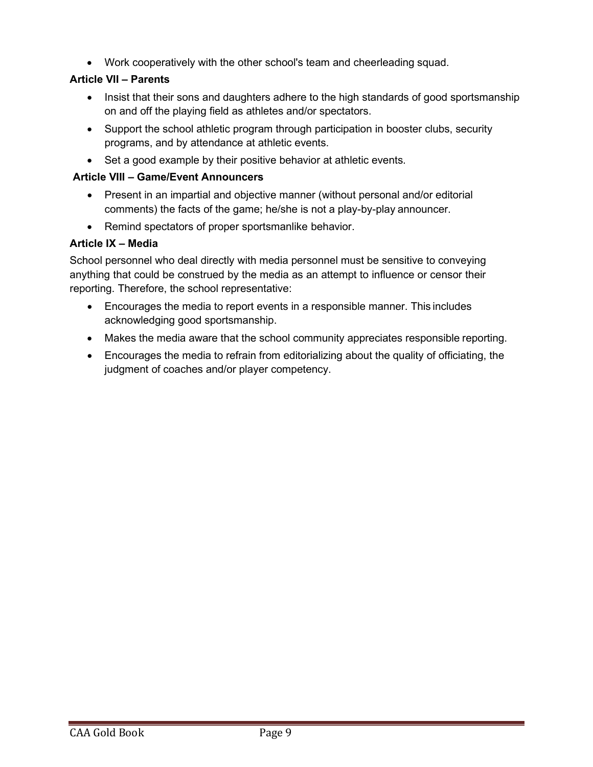- Work cooperatively with the other school's team and cheerleading squad.

**Article VII – Parents**

- Insist that their sons and daughters adhere to the high standards of good sportsmanship on and off the playing field as athletes and/or spectators.
- Support the school athletic program through participation in booster clubs, security programs, and by attendance at athletic events.
- Set a good example by their positive behavior at athletic events.

**Article VIII – Game/Event Announcers**

- Present in an impartial and objective manner (without personal and/or editorial comments) the facts of the game; he/she is not a play-by-play announcer.
- Remind spectators of proper sportsmanlike behavior.

**Article IX – Media**

School personnel who deal directly with media personnel must be sensitive to conveying anything that could be construed by the media as an attempt to influence or censor their reporting. Therefore, the school representative:

- Encourages the media to report events in a responsible manner. This includes acknowledging good sportsmanship.
- Makes the media aware that the school community appreciates responsible reporting.
- Encourages the media to refrain from editorializing about the quality of officiating, the judgment of coaches and/or player competency.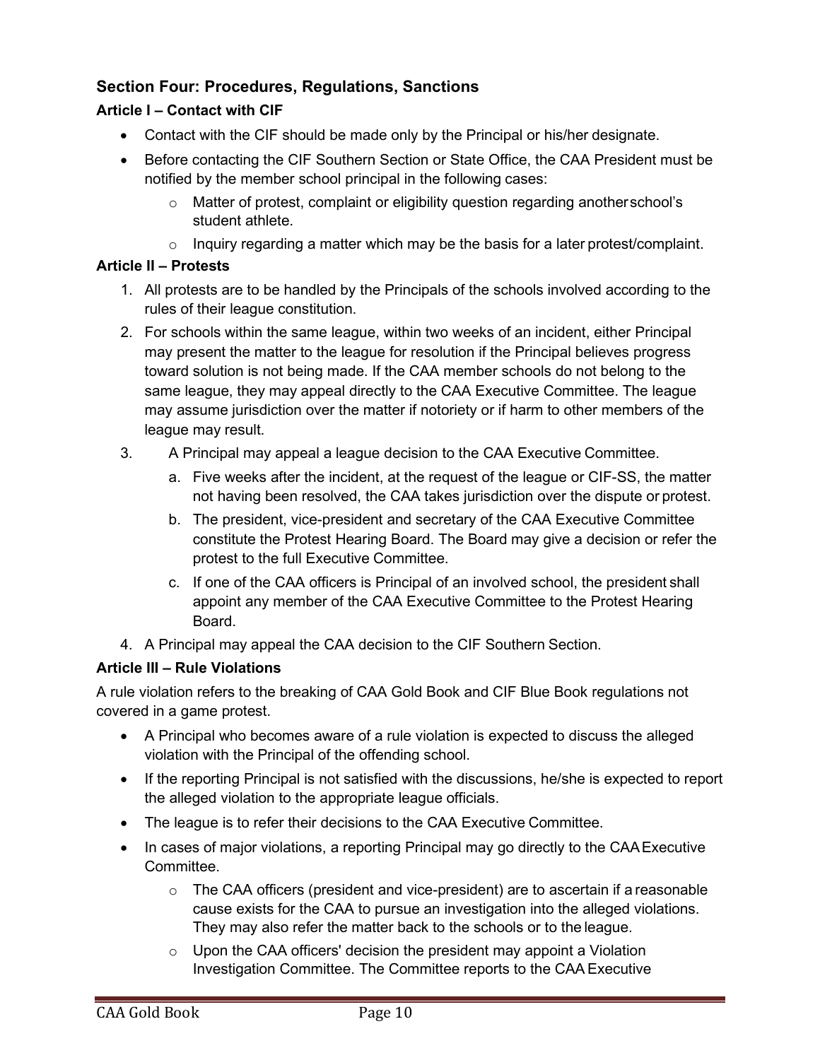## Section Four: Procedures, Regulations, Sanctions

### Article I – Contact with CIF

- Contact with the CIF should be made only by the Principal or his/her designate.
- Before contacting the CIF Southern Section or State Office, the CAA President must be notified by the member school principal in the following cases:
  - Matter of protest, complaint or eligibility question regarding another school's student athlete.
  - Inquiry regarding a matter which may be the basis for a later protest/complaint.

### Article II – Protests

1. All protests are to be handled by the Principals of the schools involved according to the rules of their league constitution.
2. For schools within the same league, within two weeks of an incident, either Principal may present the matter to the league for resolution if the Principal believes progress toward solution is not being made. If the CAA member schools do not belong to the same league, they may appeal directly to the CAA Executive Committee. The league may assume jurisdiction over the matter if notoriety or if harm to other members of the league may result.
3. A Principal may appeal a league decision to the CAA Executive Committee.
   a. Five weeks after the incident, at the request of the league or CIF-SS, the matter not having been resolved, the CAA takes jurisdiction over the dispute or protest.
   b. The president, vice-president and secretary of the CAA Executive Committee constitute the Protest Hearing Board. The Board may give a decision or refer the protest to the full Executive Committee.
   c. If one of the CAA officers is Principal of an involved school, the president shall appoint any member of the CAA Executive Committee to the Protest Hearing Board.
4. A Principal may appeal the CAA decision to the CIF Southern Section.

### Article III – Rule Violations

A rule violation refers to the breaking of CAA Gold Book and CIF Blue Book regulations not covered in a game protest.

- A Principal who becomes aware of a rule violation is expected to discuss the alleged violation with the Principal of the offending school.
- If the reporting Principal is not satisfied with the discussions, he/she is expected to report the alleged violation to the appropriate league officials.
- The league is to refer their decisions to the CAA Executive Committee.
- In cases of major violations, a reporting Principal may go directly to the CAA Executive Committee.
  - The CAA officers (president and vice-president) are to ascertain if a reasonable cause exists for the CAA to pursue an investigation into the alleged violations. They may also refer the matter back to the schools or to the league.
  - Upon the CAA officers' decision the president may appoint a Violation Investigation Committee. The Committee reports to the CAA Executive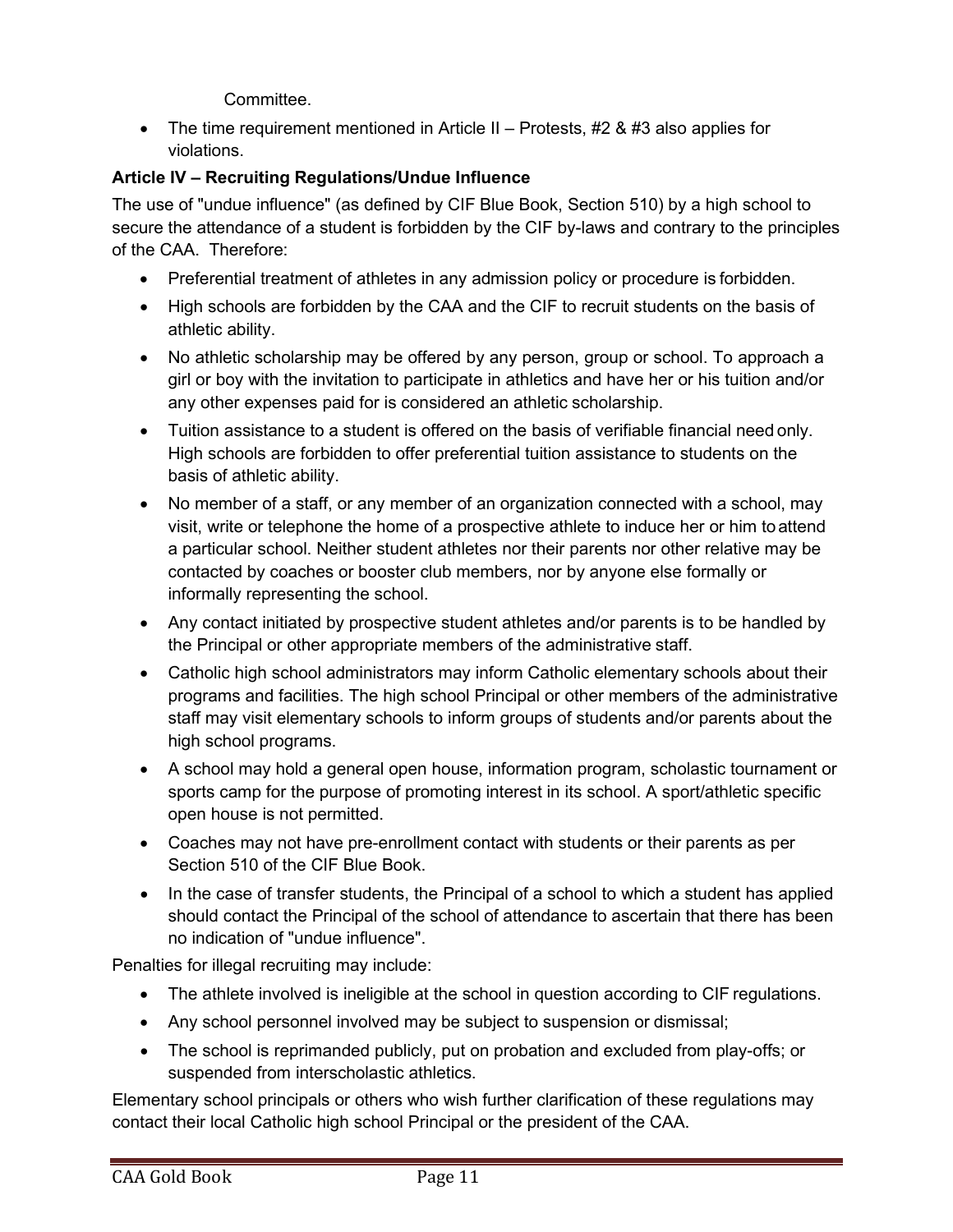Committee.

- The time requirement mentioned in Article II – Protests, #2 & #3 also applies for violations.

**Article IV – Recruiting Regulations/Undue Influence**

The use of "undue influence" (as defined by CIF Blue Book, Section 510) by a high school to secure the attendance of a student is forbidden by the CIF by-laws and contrary to the principles of the CAA. Therefore:

- Preferential treatment of athletes in any admission policy or procedure is forbidden.
- High schools are forbidden by the CAA and the CIF to recruit students on the basis of athletic ability.
- No athletic scholarship may be offered by any person, group or school. To approach a girl or boy with the invitation to participate in athletics and have her or his tuition and/or any other expenses paid for is considered an athletic scholarship.
- Tuition assistance to a student is offered on the basis of verifiable financial need only. High schools are forbidden to offer preferential tuition assistance to students on the basis of athletic ability.
- No member of a staff, or any member of an organization connected with a school, may visit, write or telephone the home of a prospective athlete to induce her or him to attend a particular school. Neither student athletes nor their parents nor other relative may be contacted by coaches or booster club members, nor by anyone else formally or informally representing the school.
- Any contact initiated by prospective student athletes and/or parents is to be handled by the Principal or other appropriate members of the administrative staff.
- Catholic high school administrators may inform Catholic elementary schools about their programs and facilities. The high school Principal or other members of the administrative staff may visit elementary schools to inform groups of students and/or parents about the high school programs.
- A school may hold a general open house, information program, scholastic tournament or sports camp for the purpose of promoting interest in its school. A sport/athletic specific open house is not permitted.
- Coaches may not have pre-enrollment contact with students or their parents as per Section 510 of the CIF Blue Book.
- In the case of transfer students, the Principal of a school to which a student has applied should contact the Principal of the school of attendance to ascertain that there has been no indication of "undue influence".

Penalties for illegal recruiting may include:

- The athlete involved is ineligible at the school in question according to CIF regulations.
- Any school personnel involved may be subject to suspension or dismissal;
- The school is reprimanded publicly, put on probation and excluded from play-offs; or suspended from interscholastic athletics.

Elementary school principals or others who wish further clarification of these regulations may contact their local Catholic high school Principal or the president of the CAA.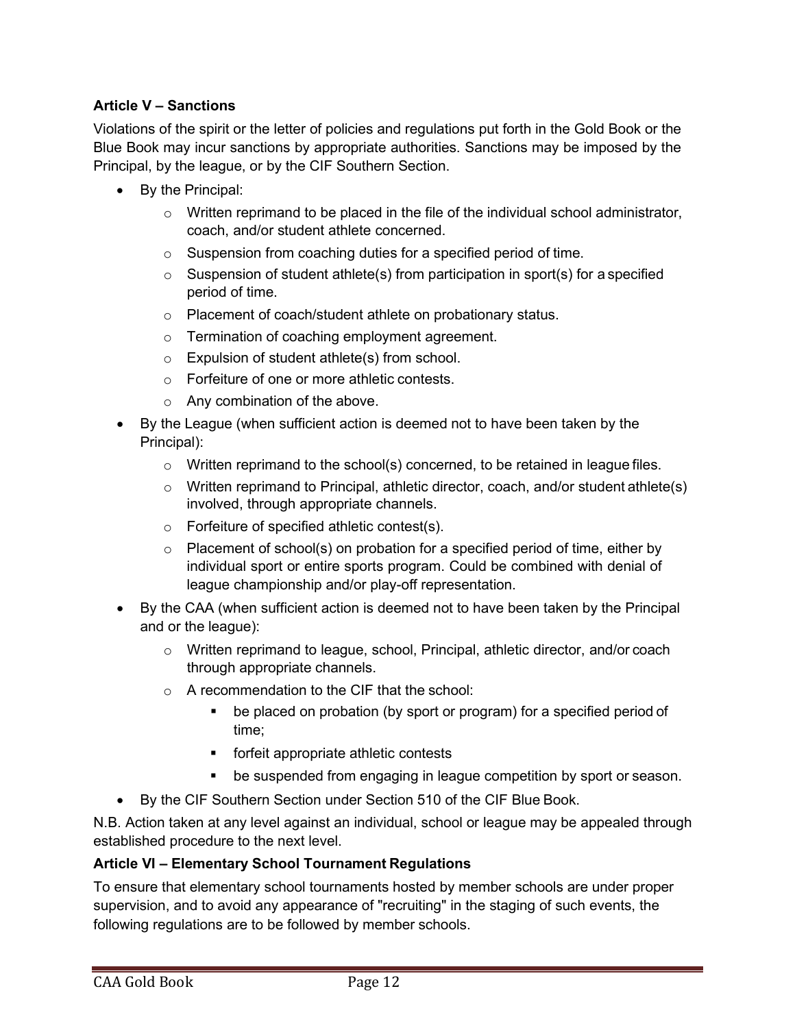### Article V – Sanctions

Violations of the spirit or the letter of policies and regulations put forth in the Gold Book or the Blue Book may incur sanctions by appropriate authorities. Sanctions may be imposed by the Principal, by the league, or by the CIF Southern Section.

- By the Principal:
  - Written reprimand to be placed in the file of the individual school administrator, coach, and/or student athlete concerned.
  - Suspension from coaching duties for a specified period of time.
  - Suspension of student athlete(s) from participation in sport(s) for a specified period of time.
  - Placement of coach/student athlete on probationary status.
  - Termination of coaching employment agreement.
  - Expulsion of student athlete(s) from school.
  - Forfeiture of one or more athletic contests.
  - Any combination of the above.
- By the League (when sufficient action is deemed not to have been taken by the Principal):
  - Written reprimand to the school(s) concerned, to be retained in league files.
  - Written reprimand to Principal, athletic director, coach, and/or student athlete(s) involved, through appropriate channels.
  - Forfeiture of specified athletic contest(s).
  - Placement of school(s) on probation for a specified period of time, either by individual sport or entire sports program. Could be combined with denial of league championship and/or play-off representation.
- By the CAA (when sufficient action is deemed not to have been taken by the Principal and or the league):
  - Written reprimand to league, school, Principal, athletic director, and/or coach through appropriate channels.
  - A recommendation to the CIF that the school:
    - be placed on probation (by sport or program) for a specified period of time;
    - forfeit appropriate athletic contests
    - be suspended from engaging in league competition by sport or season.
- By the CIF Southern Section under Section 510 of the CIF Blue Book.

N.B. Action taken at any level against an individual, school or league may be appealed through established procedure to the next level.

### Article VI – Elementary School Tournament Regulations

To ensure that elementary school tournaments hosted by member schools are under proper supervision, and to avoid any appearance of "recruiting" in the staging of such events, the following regulations are to be followed by member schools.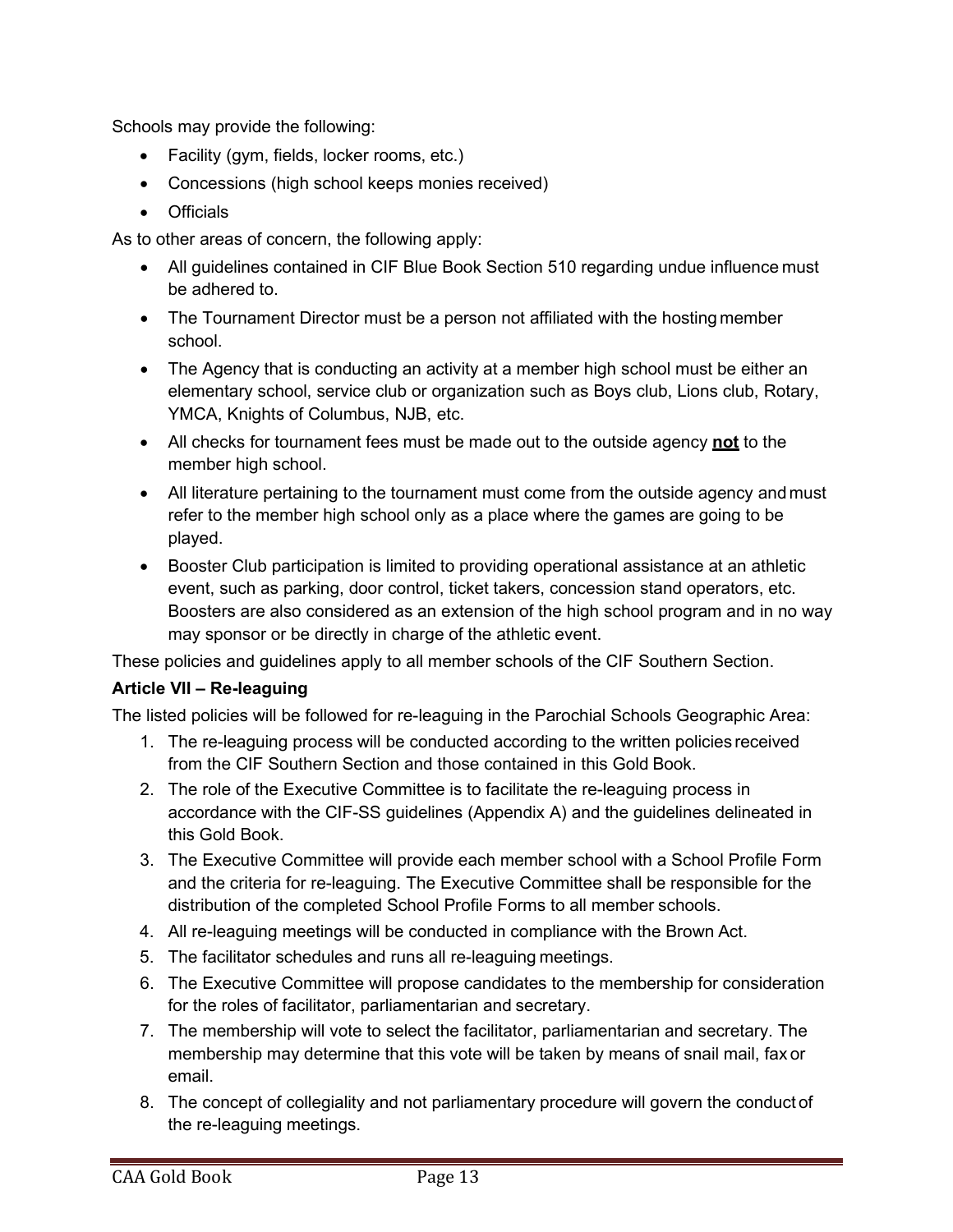Schools may provide the following:

- Facility (gym, fields, locker rooms, etc.)
- Concessions (high school keeps monies received)
- Officials

As to other areas of concern, the following apply:

- All guidelines contained in CIF Blue Book Section 510 regarding undue influence must be adhered to.
- The Tournament Director must be a person not affiliated with the hosting member school.
- The Agency that is conducting an activity at a member high school must be either an elementary school, service club or organization such as Boys club, Lions club, Rotary, YMCA, Knights of Columbus, NJB, etc.
- All checks for tournament fees must be made out to the outside agency **not** to the member high school.
- All literature pertaining to the tournament must come from the outside agency and must refer to the member high school only as a place where the games are going to be played.
- Booster Club participation is limited to providing operational assistance at an athletic event, such as parking, door control, ticket takers, concession stand operators, etc. Boosters are also considered as an extension of the high school program and in no way may sponsor or be directly in charge of the athletic event.

These policies and guidelines apply to all member schools of the CIF Southern Section.

### Article VII – Re-leaguing

The listed policies will be followed for re-leaguing in the Parochial Schools Geographic Area:

1. The re-leaguing process will be conducted according to the written policies received from the CIF Southern Section and those contained in this Gold Book.
2. The role of the Executive Committee is to facilitate the re-leaguing process in accordance with the CIF-SS guidelines (Appendix A) and the guidelines delineated in this Gold Book.
3. The Executive Committee will provide each member school with a School Profile Form and the criteria for re-leaguing. The Executive Committee shall be responsible for the distribution of the completed School Profile Forms to all member schools.
4. All re-leaguing meetings will be conducted in compliance with the Brown Act.
5. The facilitator schedules and runs all re-leaguing meetings.
6. The Executive Committee will propose candidates to the membership for consideration for the roles of facilitator, parliamentarian and secretary.
7. The membership will vote to select the facilitator, parliamentarian and secretary. The membership may determine that this vote will be taken by means of snail mail, fax or email.
8. The concept of collegiality and not parliamentary procedure will govern the conduct of the re-leaguing meetings.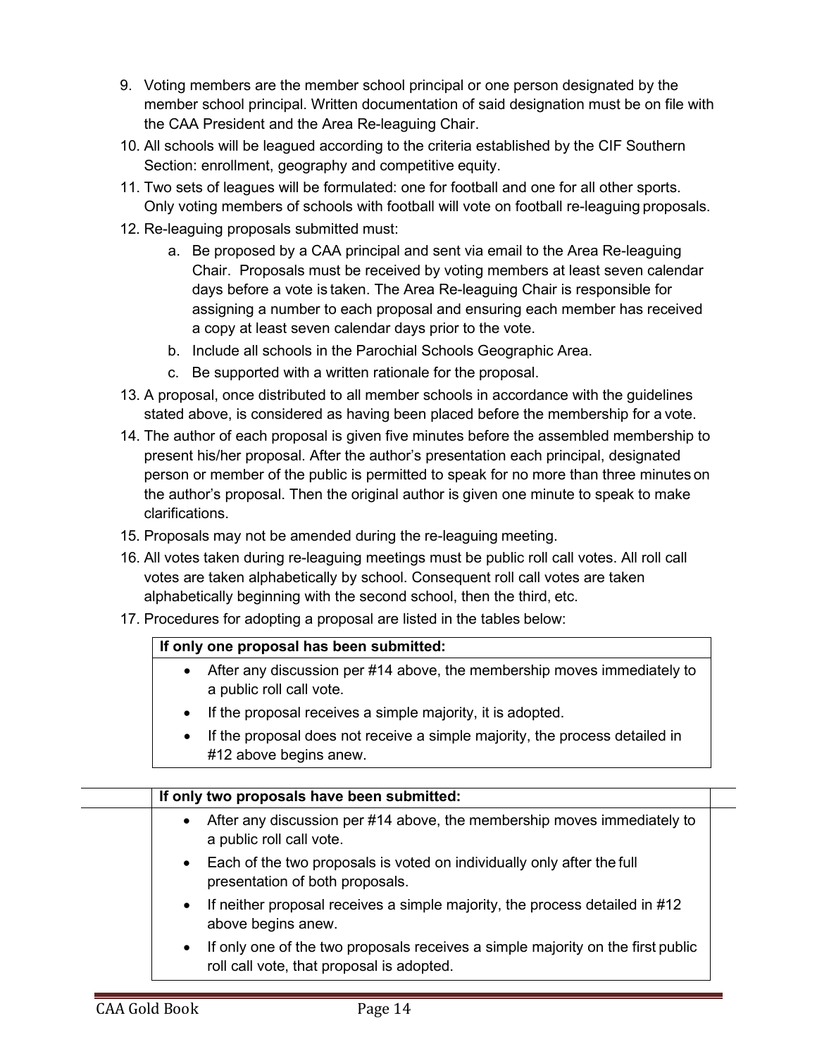9. Voting members are the member school principal or one person designated by the member school principal. Written documentation of said designation must be on file with the CAA President and the Area Re-leaguing Chair.
10. All schools will be leagued according to the criteria established by the CIF Southern Section: enrollment, geography and competitive equity.
11. Two sets of leagues will be formulated: one for football and one for all other sports. Only voting members of schools with football will vote on football re-leaguing proposals.
12. Re-leaguing proposals submitted must:
    a. Be proposed by a CAA principal and sent via email to the Area Re-leaguing Chair. Proposals must be received by voting members at least seven calendar days before a vote is taken. The Area Re-leaguing Chair is responsible for assigning a number to each proposal and ensuring each member has received a copy at least seven calendar days prior to the vote.
    b. Include all schools in the Parochial Schools Geographic Area.
    c. Be supported with a written rationale for the proposal.
13. A proposal, once distributed to all member schools in accordance with the guidelines stated above, is considered as having been placed before the membership for a vote.
14. The author of each proposal is given five minutes before the assembled membership to present his/her proposal. After the author's presentation each principal, designated person or member of the public is permitted to speak for no more than three minutes on the author's proposal. Then the original author is given one minute to speak to make clarifications.
15. Proposals may not be amended during the re-leaguing meeting.
16. All votes taken during re-leaguing meetings must be public roll call votes. All roll call votes are taken alphabetically by school. Consequent roll call votes are taken alphabetically beginning with the second school, then the third, etc.
17. Procedures for adopting a proposal are listed in the tables below:

| **If only one proposal has been submitted:** |
| --- |
| • After any discussion per #14 above, the membership moves immediately to a public roll call vote.<br>• If the proposal receives a simple majority, it is adopted.<br>• If the proposal does not receive a simple majority, the process detailed in #12 above begins anew. |

| **If only two proposals have been submitted:** |
| --- |
| • After any discussion per #14 above, the membership moves immediately to a public roll call vote.<br>• Each of the two proposals is voted on individually only after the full presentation of both proposals.<br>• If neither proposal receives a simple majority, the process detailed in #12 above begins anew.<br>• If only one of the two proposals receives a simple majority on the first public roll call vote, that proposal is adopted. |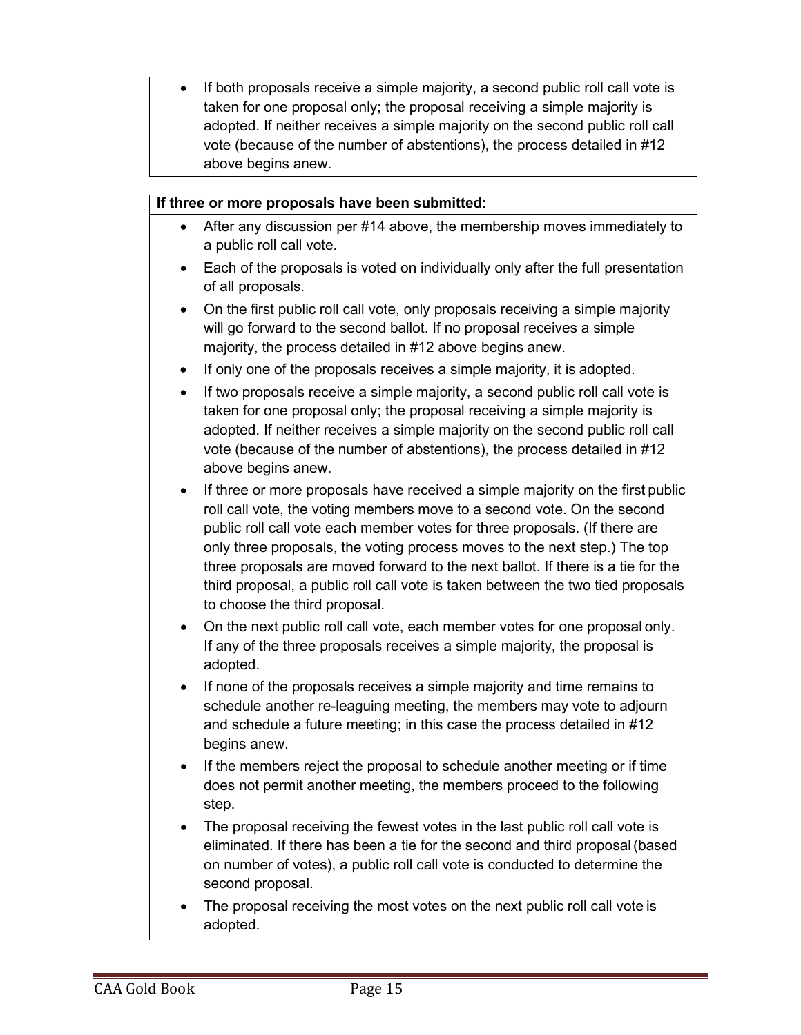- If both proposals receive a simple majority, a second public roll call vote is taken for one proposal only; the proposal receiving a simple majority is adopted. If neither receives a simple majority on the second public roll call vote (because of the number of abstentions), the process detailed in #12 above begins anew.

**If three or more proposals have been submitted:**

- After any discussion per #14 above, the membership moves immediately to a public roll call vote.
- Each of the proposals is voted on individually only after the full presentation of all proposals.
- On the first public roll call vote, only proposals receiving a simple majority will go forward to the second ballot. If no proposal receives a simple majority, the process detailed in #12 above begins anew.
- If only one of the proposals receives a simple majority, it is adopted.
- If two proposals receive a simple majority, a second public roll call vote is taken for one proposal only; the proposal receiving a simple majority is adopted. If neither receives a simple majority on the second public roll call vote (because of the number of abstentions), the process detailed in #12 above begins anew.
- If three or more proposals have received a simple majority on the first public roll call vote, the voting members move to a second vote. On the second public roll call vote each member votes for three proposals. (If there are only three proposals, the voting process moves to the next step.) The top three proposals are moved forward to the next ballot. If there is a tie for the third proposal, a public roll call vote is taken between the two tied proposals to choose the third proposal.
- On the next public roll call vote, each member votes for one proposal only. If any of the three proposals receives a simple majority, the proposal is adopted.
- If none of the proposals receives a simple majority and time remains to schedule another re-leaguing meeting, the members may vote to adjourn and schedule a future meeting; in this case the process detailed in #12 begins anew.
- If the members reject the proposal to schedule another meeting or if time does not permit another meeting, the members proceed to the following step.
- The proposal receiving the fewest votes in the last public roll call vote is eliminated. If there has been a tie for the second and third proposal (based on number of votes), a public roll call vote is conducted to determine the second proposal.
- The proposal receiving the most votes on the next public roll call vote is adopted.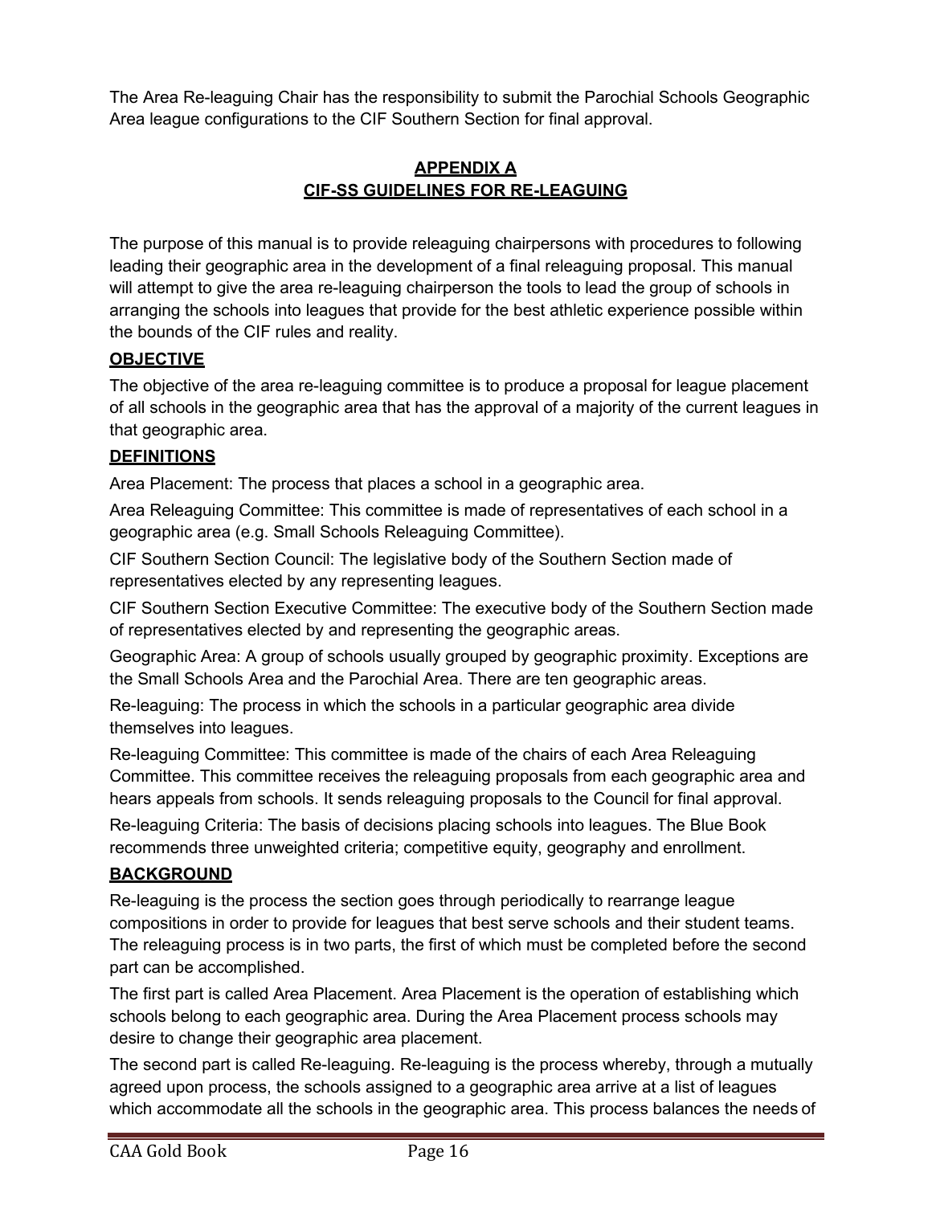The Area Re-leaguing Chair has the responsibility to submit the Parochial Schools Geographic Area league configurations to the CIF Southern Section for final approval.

## APPENDIX A
## CIF-SS GUIDELINES FOR RE-LEAGUING

The purpose of this manual is to provide releaguing chairpersons with procedures to following leading their geographic area in the development of a final releaguing proposal. This manual will attempt to give the area re-leaguing chairperson the tools to lead the group of schools in arranging the schools into leagues that provide for the best athletic experience possible within the bounds of the CIF rules and reality.

### OBJECTIVE

The objective of the area re-leaguing committee is to produce a proposal for league placement of all schools in the geographic area that has the approval of a majority of the current leagues in that geographic area.

### DEFINITIONS

Area Placement: The process that places a school in a geographic area.

Area Releaguing Committee: This committee is made of representatives of each school in a geographic area (e.g. Small Schools Releaguing Committee).

CIF Southern Section Council: The legislative body of the Southern Section made of representatives elected by any representing leagues.

CIF Southern Section Executive Committee: The executive body of the Southern Section made of representatives elected by and representing the geographic areas.

Geographic Area: A group of schools usually grouped by geographic proximity. Exceptions are the Small Schools Area and the Parochial Area. There are ten geographic areas.

Re-leaguing: The process in which the schools in a particular geographic area divide themselves into leagues.

Re-leaguing Committee: This committee is made of the chairs of each Area Releaguing Committee. This committee receives the releaguing proposals from each geographic area and hears appeals from schools. It sends releaguing proposals to the Council for final approval.

Re-leaguing Criteria: The basis of decisions placing schools into leagues. The Blue Book recommends three unweighted criteria; competitive equity, geography and enrollment.

### BACKGROUND

Re-leaguing is the process the section goes through periodically to rearrange league compositions in order to provide for leagues that best serve schools and their student teams. The releaguing process is in two parts, the first of which must be completed before the second part can be accomplished.

The first part is called Area Placement. Area Placement is the operation of establishing which schools belong to each geographic area. During the Area Placement process schools may desire to change their geographic area placement.

The second part is called Re-leaguing. Re-leaguing is the process whereby, through a mutually agreed upon process, the schools assigned to a geographic area arrive at a list of leagues which accommodate all the schools in the geographic area. This process balances the needs of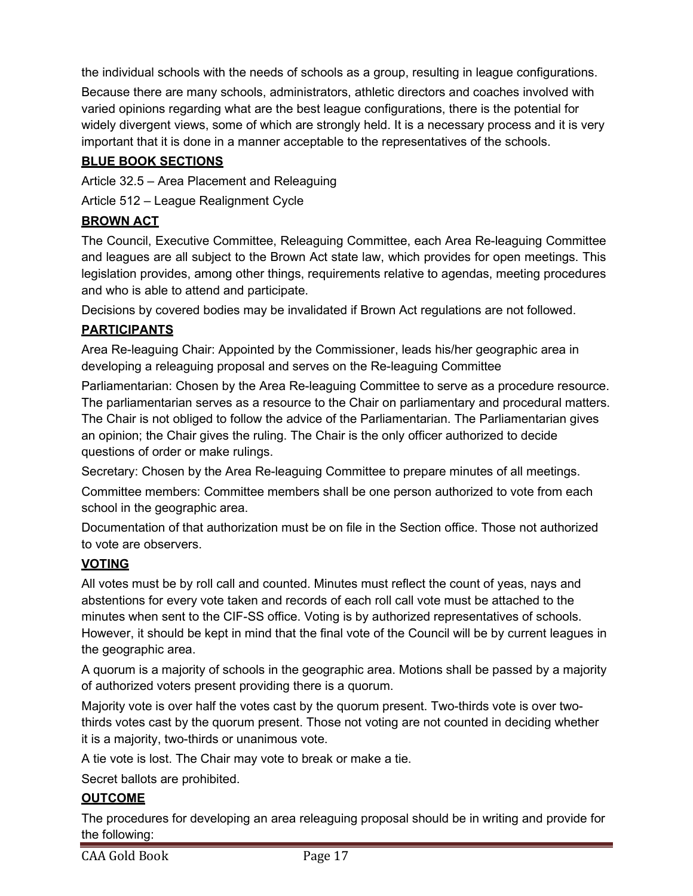the individual schools with the needs of schools as a group, resulting in league configurations.

Because there are many schools, administrators, athletic directors and coaches involved with varied opinions regarding what are the best league configurations, there is the potential for widely divergent views, some of which are strongly held. It is a necessary process and it is very important that it is done in a manner acceptable to the representatives of the schools.

## BLUE BOOK SECTIONS

Article 32.5 – Area Placement and Releaguing

Article 512 – League Realignment Cycle

## BROWN ACT

The Council, Executive Committee, Releaguing Committee, each Area Re-leaguing Committee and leagues are all subject to the Brown Act state law, which provides for open meetings. This legislation provides, among other things, requirements relative to agendas, meeting procedures and who is able to attend and participate.

Decisions by covered bodies may be invalidated if Brown Act regulations are not followed.

## PARTICIPANTS

Area Re-leaguing Chair: Appointed by the Commissioner, leads his/her geographic area in developing a releaguing proposal and serves on the Re-leaguing Committee

Parliamentarian: Chosen by the Area Re-leaguing Committee to serve as a procedure resource. The parliamentarian serves as a resource to the Chair on parliamentary and procedural matters. The Chair is not obliged to follow the advice of the Parliamentarian. The Parliamentarian gives an opinion; the Chair gives the ruling. The Chair is the only officer authorized to decide questions of order or make rulings.

Secretary: Chosen by the Area Re-leaguing Committee to prepare minutes of all meetings.

Committee members: Committee members shall be one person authorized to vote from each school in the geographic area.

Documentation of that authorization must be on file in the Section office. Those not authorized to vote are observers.

## VOTING

All votes must be by roll call and counted. Minutes must reflect the count of yeas, nays and abstentions for every vote taken and records of each roll call vote must be attached to the minutes when sent to the CIF-SS office. Voting is by authorized representatives of schools. However, it should be kept in mind that the final vote of the Council will be by current leagues in the geographic area.

A quorum is a majority of schools in the geographic area. Motions shall be passed by a majority of authorized voters present providing there is a quorum.

Majority vote is over half the votes cast by the quorum present. Two-thirds vote is over two-thirds votes cast by the quorum present. Those not voting are not counted in deciding whether it is a majority, two-thirds or unanimous vote.

A tie vote is lost. The Chair may vote to break or make a tie.

Secret ballots are prohibited.

## OUTCOME

The procedures for developing an area releaguing proposal should be in writing and provide for the following: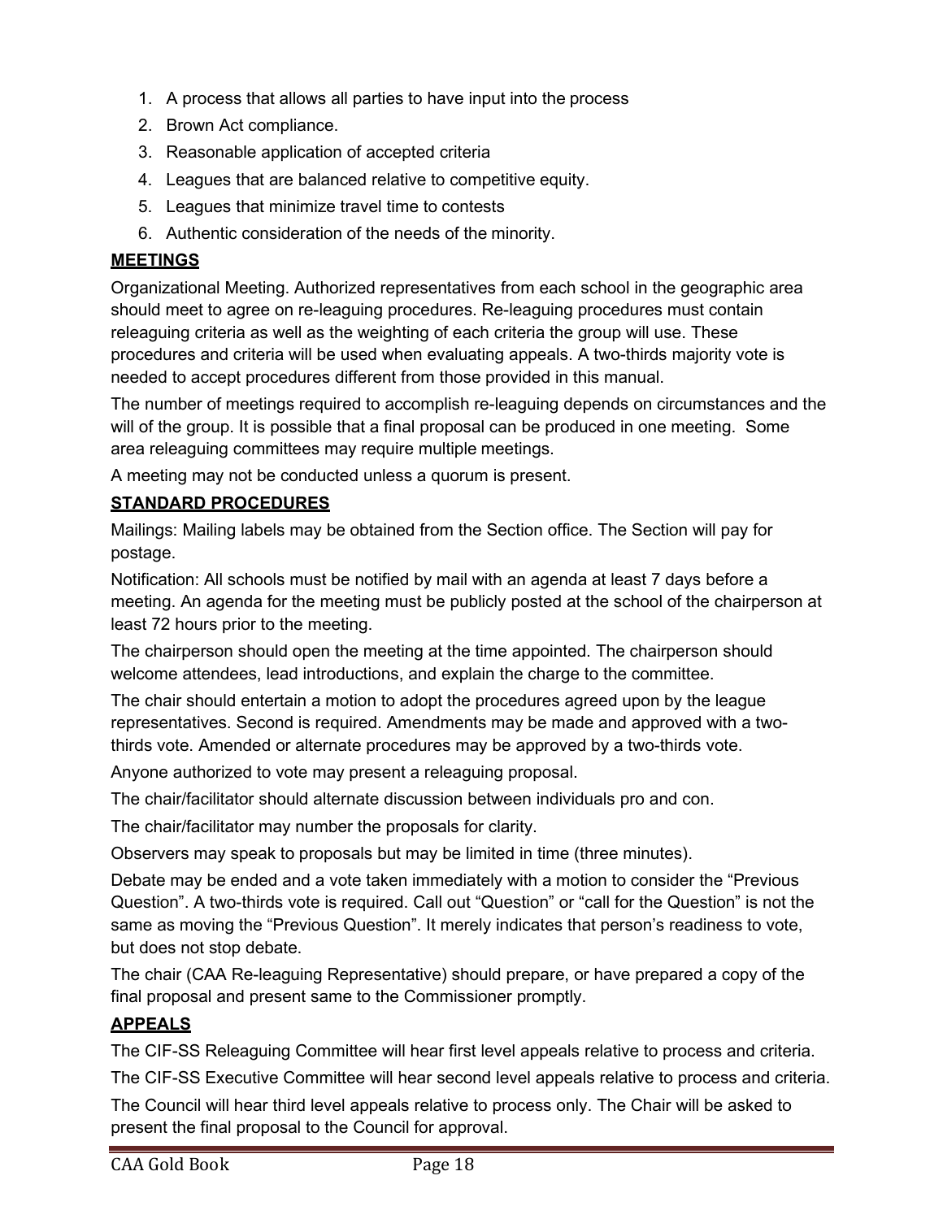1. A process that allows all parties to have input into the process
2. Brown Act compliance.
3. Reasonable application of accepted criteria
4. Leagues that are balanced relative to competitive equity.
5. Leagues that minimize travel time to contests
6. Authentic consideration of the needs of the minority.

**MEETINGS**

Organizational Meeting. Authorized representatives from each school in the geographic area should meet to agree on re-leaguing procedures. Re-leaguing procedures must contain releaguing criteria as well as the weighting of each criteria the group will use. These procedures and criteria will be used when evaluating appeals. A two-thirds majority vote is needed to accept procedures different from those provided in this manual.

The number of meetings required to accomplish re-leaguing depends on circumstances and the will of the group. It is possible that a final proposal can be produced in one meeting. Some area releaguing committees may require multiple meetings.

A meeting may not be conducted unless a quorum is present.

**STANDARD PROCEDURES**

Mailings: Mailing labels may be obtained from the Section office. The Section will pay for postage.

Notification: All schools must be notified by mail with an agenda at least 7 days before a meeting. An agenda for the meeting must be publicly posted at the school of the chairperson at least 72 hours prior to the meeting.

The chairperson should open the meeting at the time appointed. The chairperson should welcome attendees, lead introductions, and explain the charge to the committee.

The chair should entertain a motion to adopt the procedures agreed upon by the league representatives. Second is required. Amendments may be made and approved with a two-thirds vote. Amended or alternate procedures may be approved by a two-thirds vote.

Anyone authorized to vote may present a releaguing proposal.

The chair/facilitator should alternate discussion between individuals pro and con.

The chair/facilitator may number the proposals for clarity.

Observers may speak to proposals but may be limited in time (three minutes).

Debate may be ended and a vote taken immediately with a motion to consider the "Previous Question". A two-thirds vote is required. Call out "Question" or "call for the Question" is not the same as moving the "Previous Question". It merely indicates that person's readiness to vote, but does not stop debate.

The chair (CAA Re-leaguing Representative) should prepare, or have prepared a copy of the final proposal and present same to the Commissioner promptly.

**APPEALS**

The CIF-SS Releaguing Committee will hear first level appeals relative to process and criteria.

The CIF-SS Executive Committee will hear second level appeals relative to process and criteria.

The Council will hear third level appeals relative to process only. The Chair will be asked to present the final proposal to the Council for approval.